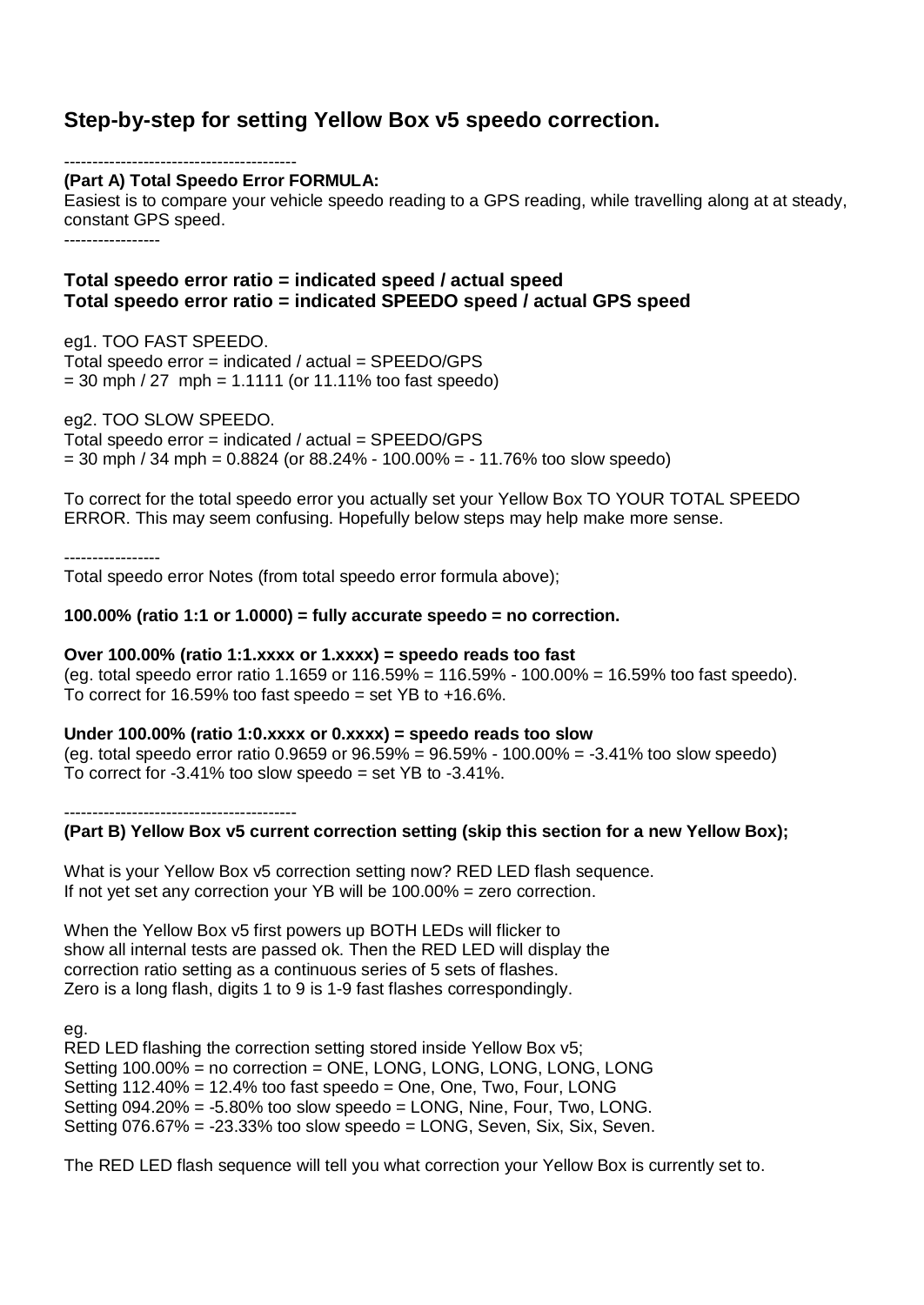## Step-by-step for setting Yellow Box v5 speedo correction.

-----------------------------------------

**(Part A) Total Speedo Error FORMULA:**

Easiest is to compare your vehicle speedo reading to a GPS reading, while travelling along at at steady, constant GPS speed.

-----------------

**Total speedo error ratio = indicated speed / actual speed**
**Total speedo error ratio = indicated SPEEDO speed / actual GPS speed**

eg1. TOO FAST SPEEDO.
Total speedo error = indicated / actual = SPEEDO/GPS
= 30 mph / 27 mph = 1.1111 (or 11.11% too fast speedo)

eg2. TOO SLOW SPEEDO.
Total speedo error = indicated / actual = SPEEDO/GPS
= 30 mph / 34 mph = 0.8824 (or 88.24% - 100.00% = - 11.76% too slow speedo)

To correct for the total speedo error you actually set your Yellow Box TO YOUR TOTAL SPEEDO ERROR. This may seem confusing. Hopefully below steps may help make more sense.

-----------------

Total speedo error Notes (from total speedo error formula above);

**100.00% (ratio 1:1 or 1.0000) = fully accurate speedo = no correction.**

**Over 100.00% (ratio 1:1.xxxx or 1.xxxx) = speedo reads too fast**
(eg. total speedo error ratio 1.1659 or 116.59% = 116.59% - 100.00% = 16.59% too fast speedo).
To correct for 16.59% too fast speedo = set YB to +16.6%.

**Under 100.00% (ratio 1:0.xxxx or 0.xxxx) = speedo reads too slow**
(eg. total speedo error ratio 0.9659 or 96.59% = 96.59% - 100.00% = -3.41% too slow speedo)
To correct for -3.41% too slow speedo = set YB to -3.41%.

-----------------------------------------

**(Part B) Yellow Box v5 current correction setting (skip this section for a new Yellow Box);**

What is your Yellow Box v5 correction setting now? RED LED flash sequence.
If not yet set any correction your YB will be 100.00% = zero correction.

When the Yellow Box v5 first powers up BOTH LEDs will flicker to show all internal tests are passed ok. Then the RED LED will display the correction ratio setting as a continuous series of 5 sets of flashes.
Zero is a long flash, digits 1 to 9 is 1-9 fast flashes correspondingly.

eg.
RED LED flashing the correction setting stored inside Yellow Box v5;
Setting 100.00% = no correction = ONE, LONG, LONG, LONG, LONG, LONG
Setting 112.40% = 12.4% too fast speedo = One, One, Two, Four, LONG
Setting 094.20% = -5.80% too slow speedo = LONG, Nine, Four, Two, LONG.
Setting 076.67% = -23.33% too slow speedo = LONG, Seven, Six, Six, Seven.

The RED LED flash sequence will tell you what correction your Yellow Box is currently set to.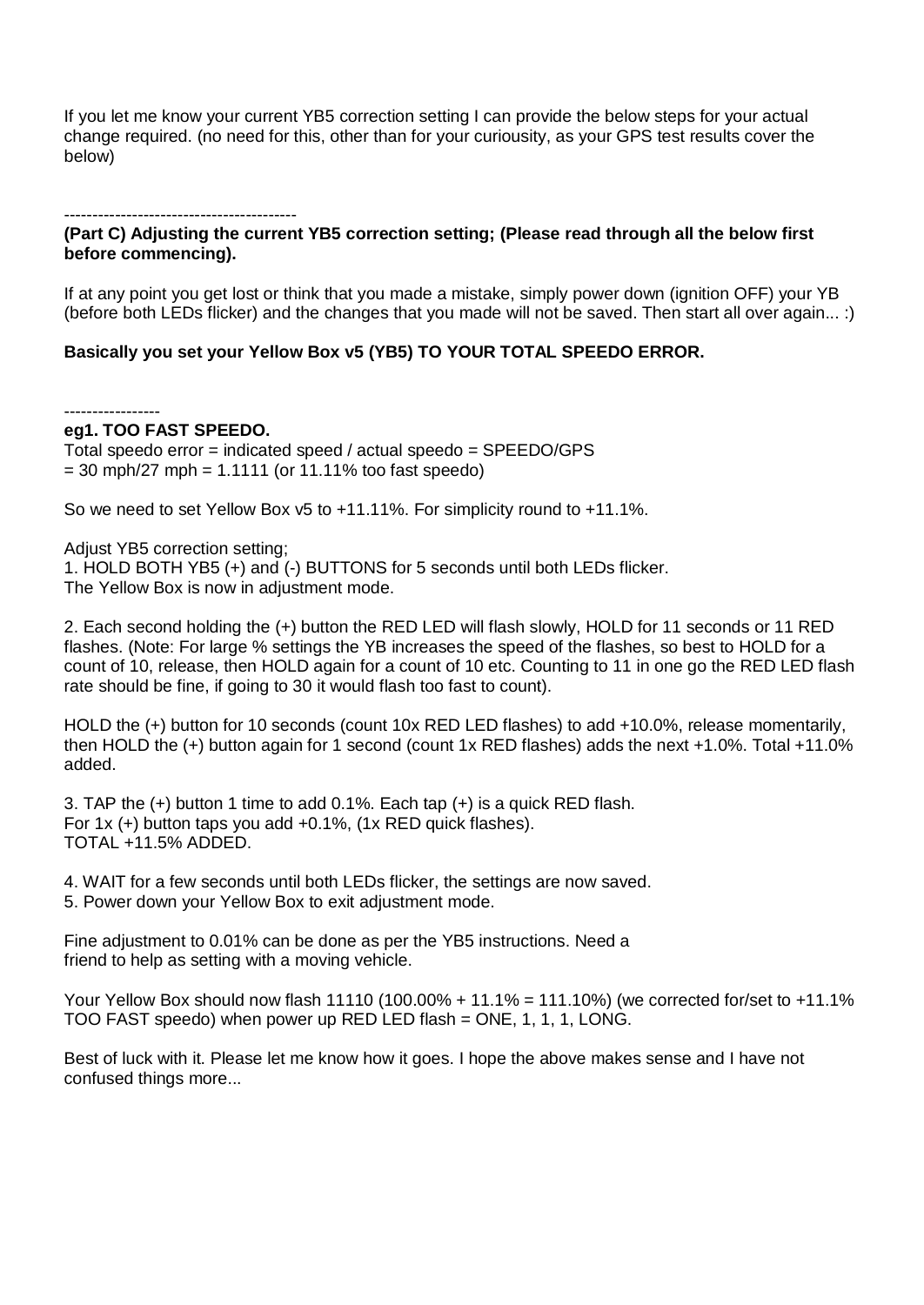If you let me know your current YB5 correction setting I can provide the below steps for your actual change required. (no need for this, other than for your curiousity, as your GPS test results cover the below)

-----------------------------------------

**(Part C) Adjusting the current YB5 correction setting; (Please read through all the below first before commencing).**

If at any point you get lost or think that you made a mistake, simply power down (ignition OFF) your YB (before both LEDs flicker) and the changes that you made will not be saved. Then start all over again... :)

**Basically you set your Yellow Box v5 (YB5) TO YOUR TOTAL SPEEDO ERROR.**

-----------------

**eg1. TOO FAST SPEEDO.**

Total speedo error = indicated speed / actual speedo = SPEEDO/GPS
= 30 mph/27 mph = 1.1111 (or 11.11% too fast speedo)

So we need to set Yellow Box v5 to +11.11%. For simplicity round to +11.1%.

Adjust YB5 correction setting;
1. HOLD BOTH YB5 (+) and (-) BUTTONS for 5 seconds until both LEDs flicker.
The Yellow Box is now in adjustment mode.

2. Each second holding the (+) button the RED LED will flash slowly, HOLD for 11 seconds or 11 RED flashes. (Note: For large % settings the YB increases the speed of the flashes, so best to HOLD for a count of 10, release, then HOLD again for a count of 10 etc. Counting to 11 in one go the RED LED flash rate should be fine, if going to 30 it would flash too fast to count).

HOLD the (+) button for 10 seconds (count 10x RED LED flashes) to add +10.0%, release momentarily, then HOLD the (+) button again for 1 second (count 1x RED flashes) adds the next +1.0%. Total +11.0% added.

3. TAP the (+) button 1 time to add 0.1%. Each tap (+) is a quick RED flash.
For 1x (+) button taps you add +0.1%, (1x RED quick flashes).
TOTAL +11.5% ADDED.

4. WAIT for a few seconds until both LEDs flicker, the settings are now saved.
5. Power down your Yellow Box to exit adjustment mode.

Fine adjustment to 0.01% can be done as per the YB5 instructions. Need a friend to help as setting with a moving vehicle.

Your Yellow Box should now flash 11110 (100.00% + 11.1% = 111.10%) (we corrected for/set to +11.1% TOO FAST speedo) when power up RED LED flash = ONE, 1, 1, 1, LONG.

Best of luck with it. Please let me know how it goes. I hope the above makes sense and I have not confused things more...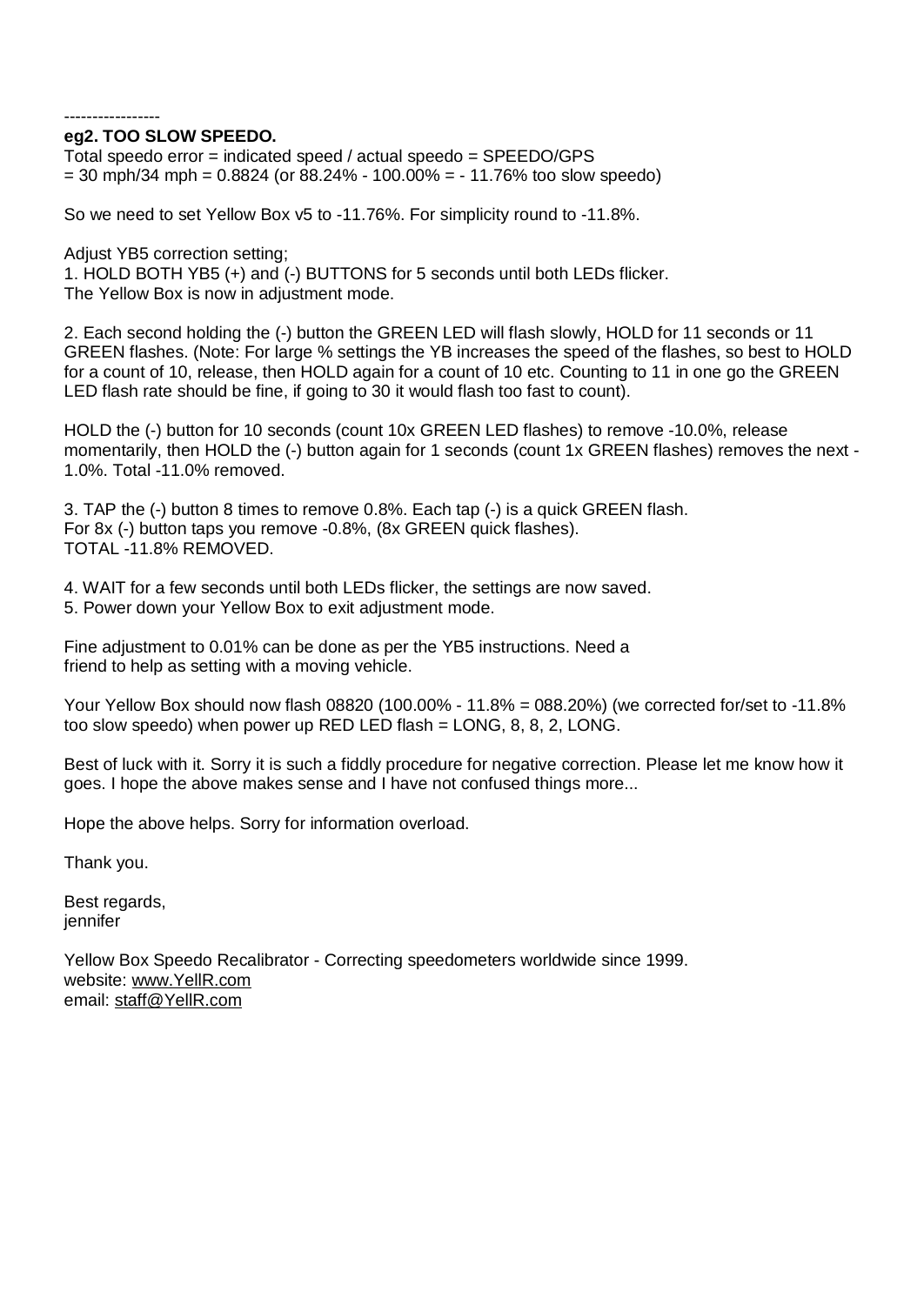-----------------

**eg2. TOO SLOW SPEEDO.**

Total speedo error = indicated speed / actual speedo = SPEEDO/GPS
= 30 mph/34 mph = 0.8824 (or 88.24% - 100.00% = - 11.76% too slow speedo)

So we need to set Yellow Box v5 to -11.76%. For simplicity round to -11.8%.

Adjust YB5 correction setting;
1. HOLD BOTH YB5 (+) and (-) BUTTONS for 5 seconds until both LEDs flicker.
The Yellow Box is now in adjustment mode.

2. Each second holding the (-) button the GREEN LED will flash slowly, HOLD for 11 seconds or 11 GREEN flashes. (Note: For large % settings the YB increases the speed of the flashes, so best to HOLD for a count of 10, release, then HOLD again for a count of 10 etc. Counting to 11 in one go the GREEN LED flash rate should be fine, if going to 30 it would flash too fast to count).

HOLD the (-) button for 10 seconds (count 10x GREEN LED flashes) to remove -10.0%, release momentarily, then HOLD the (-) button again for 1 seconds (count 1x GREEN flashes) removes the next -1.0%. Total -11.0% removed.

3. TAP the (-) button 8 times to remove 0.8%. Each tap (-) is a quick GREEN flash.
For 8x (-) button taps you remove -0.8%, (8x GREEN quick flashes).
TOTAL -11.8% REMOVED.

4. WAIT for a few seconds until both LEDs flicker, the settings are now saved.
5. Power down your Yellow Box to exit adjustment mode.

Fine adjustment to 0.01% can be done as per the YB5 instructions. Need a friend to help as setting with a moving vehicle.

Your Yellow Box should now flash 08820 (100.00% - 11.8% = 088.20%) (we corrected for/set to -11.8% too slow speedo) when power up RED LED flash = LONG, 8, 8, 2, LONG.

Best of luck with it. Sorry it is such a fiddly procedure for negative correction. Please let me know how it goes. I hope the above makes sense and I have not confused things more...

Hope the above helps. Sorry for information overload.

Thank you.

Best regards,
jennifer

Yellow Box Speedo Recalibrator - Correcting speedometers worldwide since 1999.
website: www.YellR.com
email: staff@YellR.com